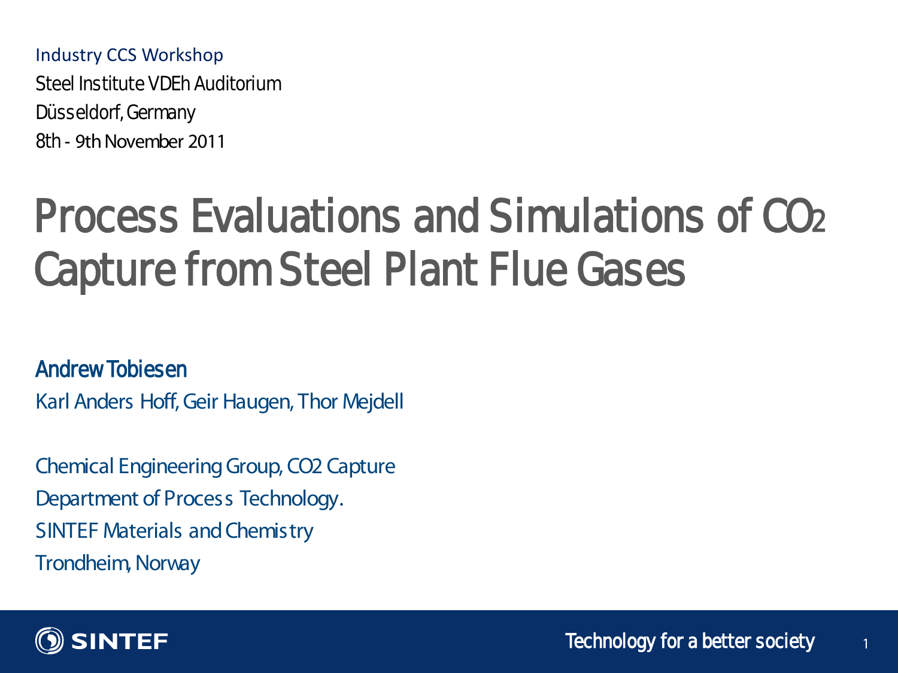Industry CCS Workshop

Steel Institute VDEh Auditorium

Düsseldorf, Germany

8th - 9th November 2011

# Process Evaluations and Simulations of $CO_2$ Capture from Steel Plant Flue Gases

**Andrew Tobiesen**

Karl Anders Hoff, Geir Haugen, Thor Mejdell

Chemical Engineering Group, CO2 Capture

Department of Process Technology.

SINTEF Materials and Chemistry

Trondheim, Norway

SINTEF

Technology for a better society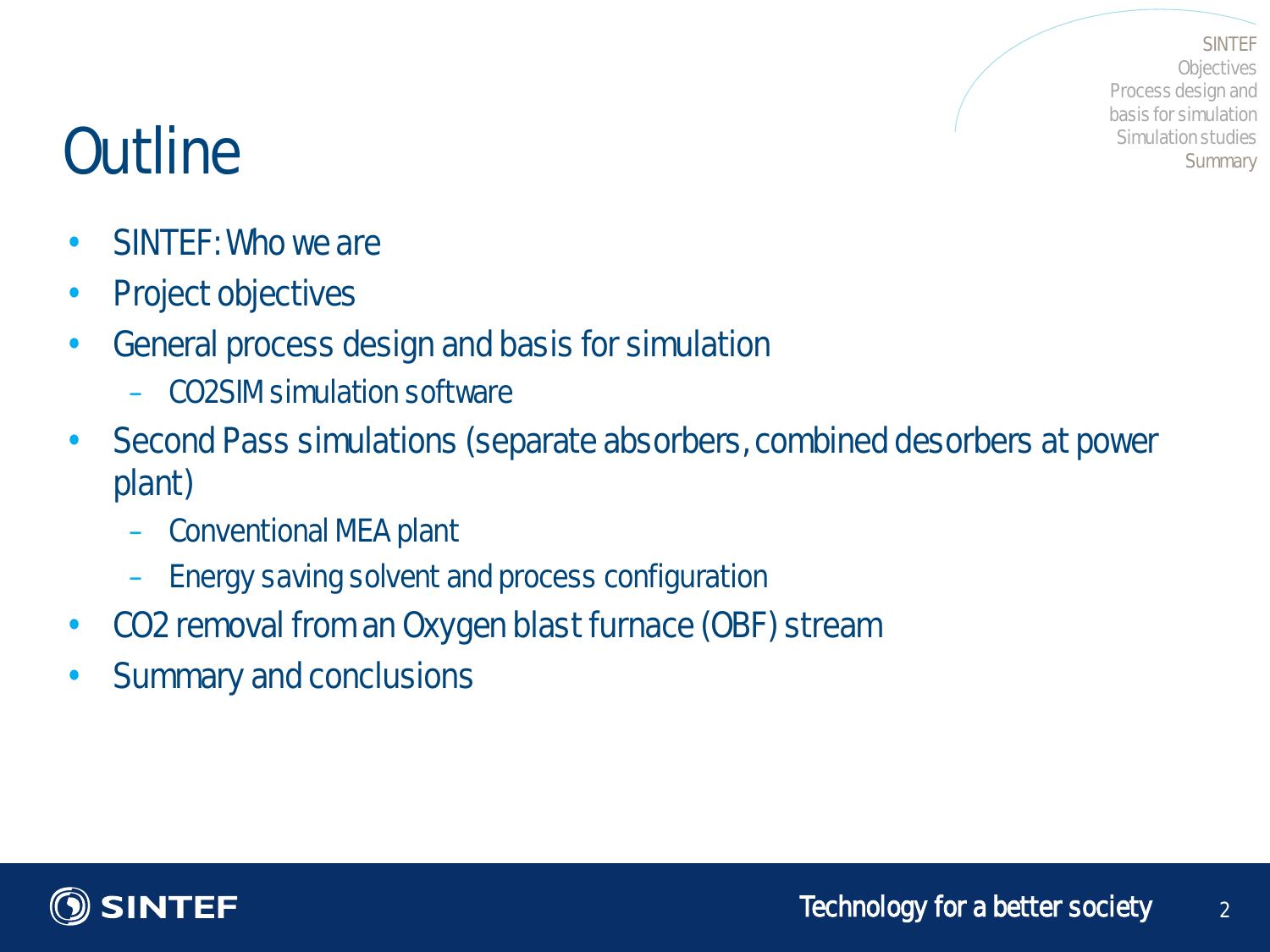# Outline

- SINTEF: Who we are
- Project objectives
- General process design and basis for simulation
  - CO2SIM simulation software
- Second Pass simulations (separate absorbers, combined desorbers at power plant)
  - Conventional MEA plant
  - Energy saving solvent and process configuration
- CO2 removal from an Oxygen blast furnace (OBF) stream
- Summary and conclusions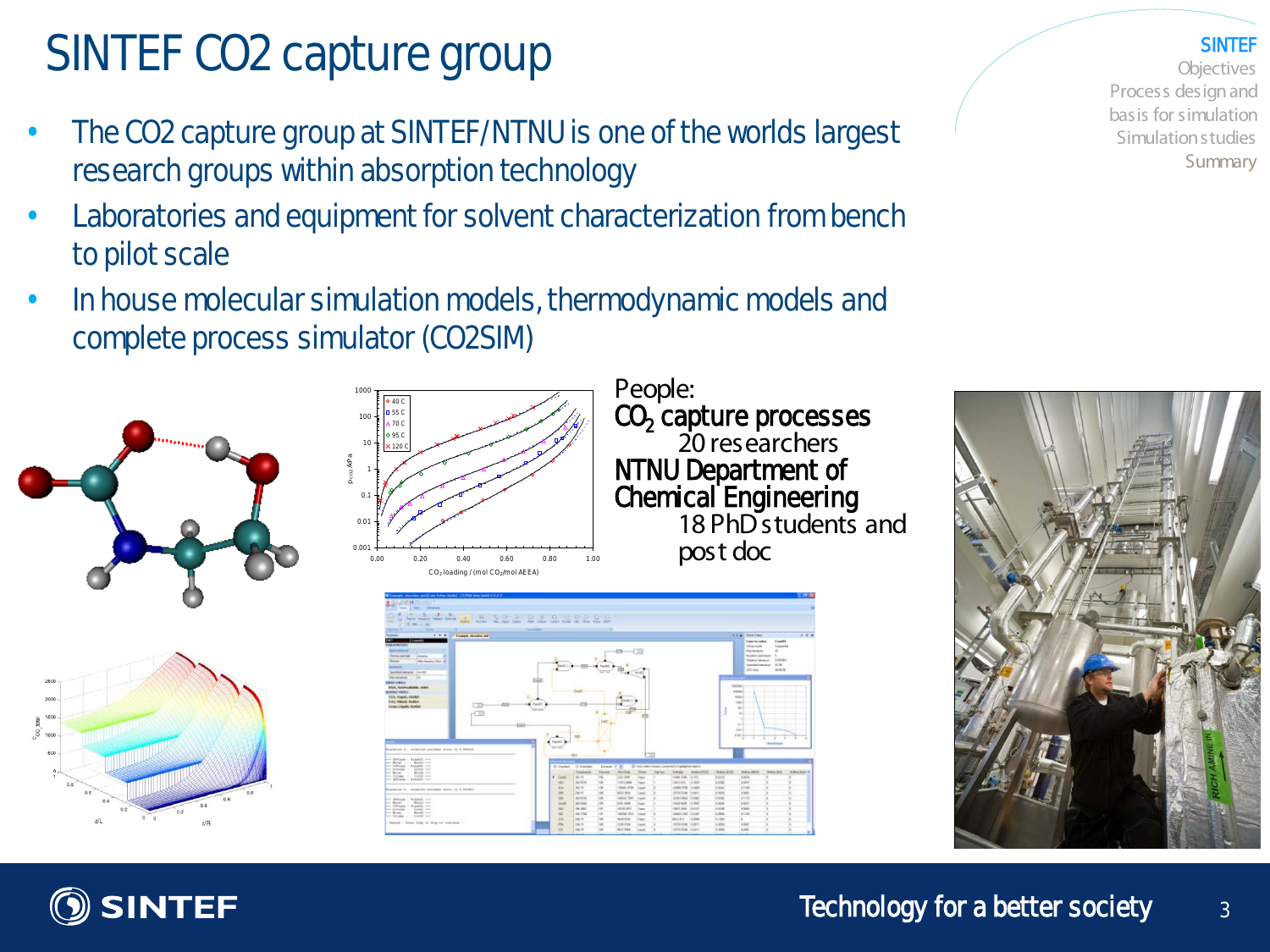# SINTEF CO2 capture group

- The CO2 capture group at SINTEF/NTNU is one of the worlds largest research groups within absorption technology
- Laboratories and equipment for solvent characterization from bench to pilot scale
- In house molecular simulation models, thermodynamic models and complete process simulator (CO2SIM)

People:

**$CO_2$ capture processes**

20 researchers

**NTNU Department of Chemical Engineering**

18 PhD students and post doc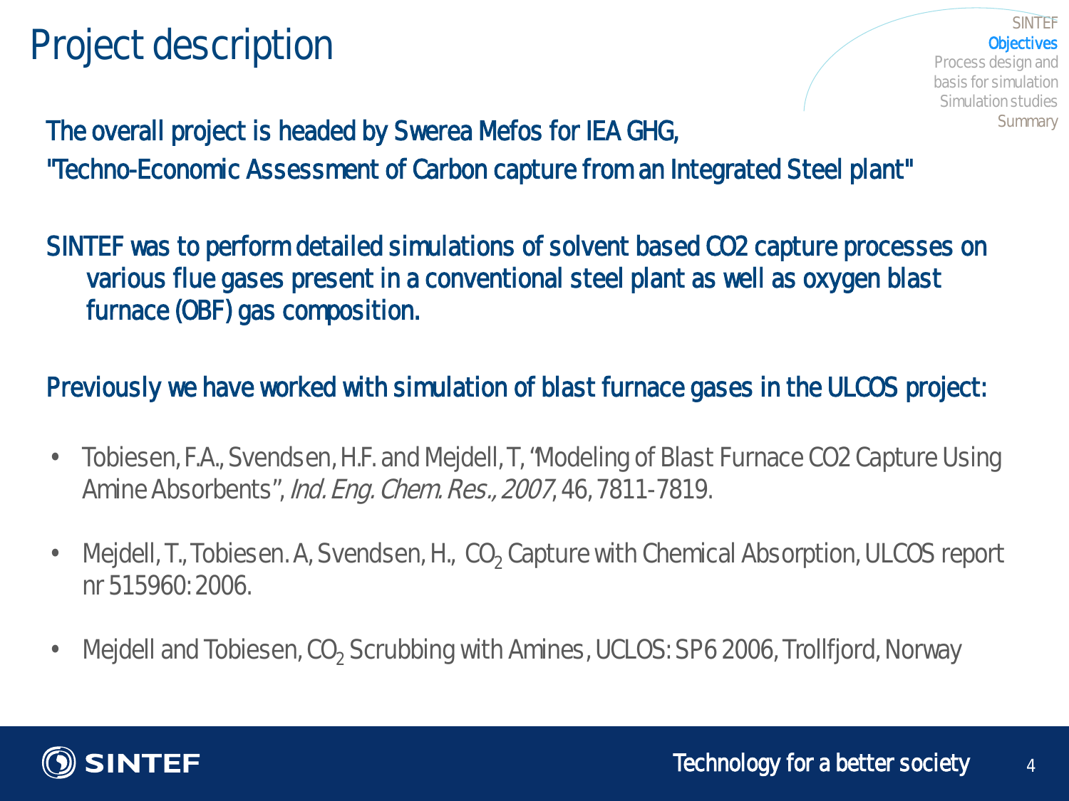# Project description

The overall project is headed by Swerea Mefos for IEA GHG,
"Techno-Economic Assessment of Carbon capture from an Integrated Steel plant"

SINTEF was to perform detailed simulations of solvent based CO2 capture processes on various flue gases present in a conventional steel plant as well as oxygen blast furnace (OBF) gas composition.

Previously we have worked with simulation of blast furnace gases in the ULCOS project:

- Tobiesen, F.A., Svendsen, H.F. and Mejdell, T, "Modeling of Blast Furnace CO2 Capture Using Amine Absorbents", *Ind. Eng. Chem. Res., 2007*, 46, 7811-7819.
- Mejdell, T., Tobiesen. A, Svendsen, H., $CO_2$ Capture with Chemical Absorption, ULCOS report nr 515960: 2006.
- Mejdell and Tobiesen, $CO_2$ Scrubbing with Amines, UCLOS: SP6 2006, Trollfjord, Norway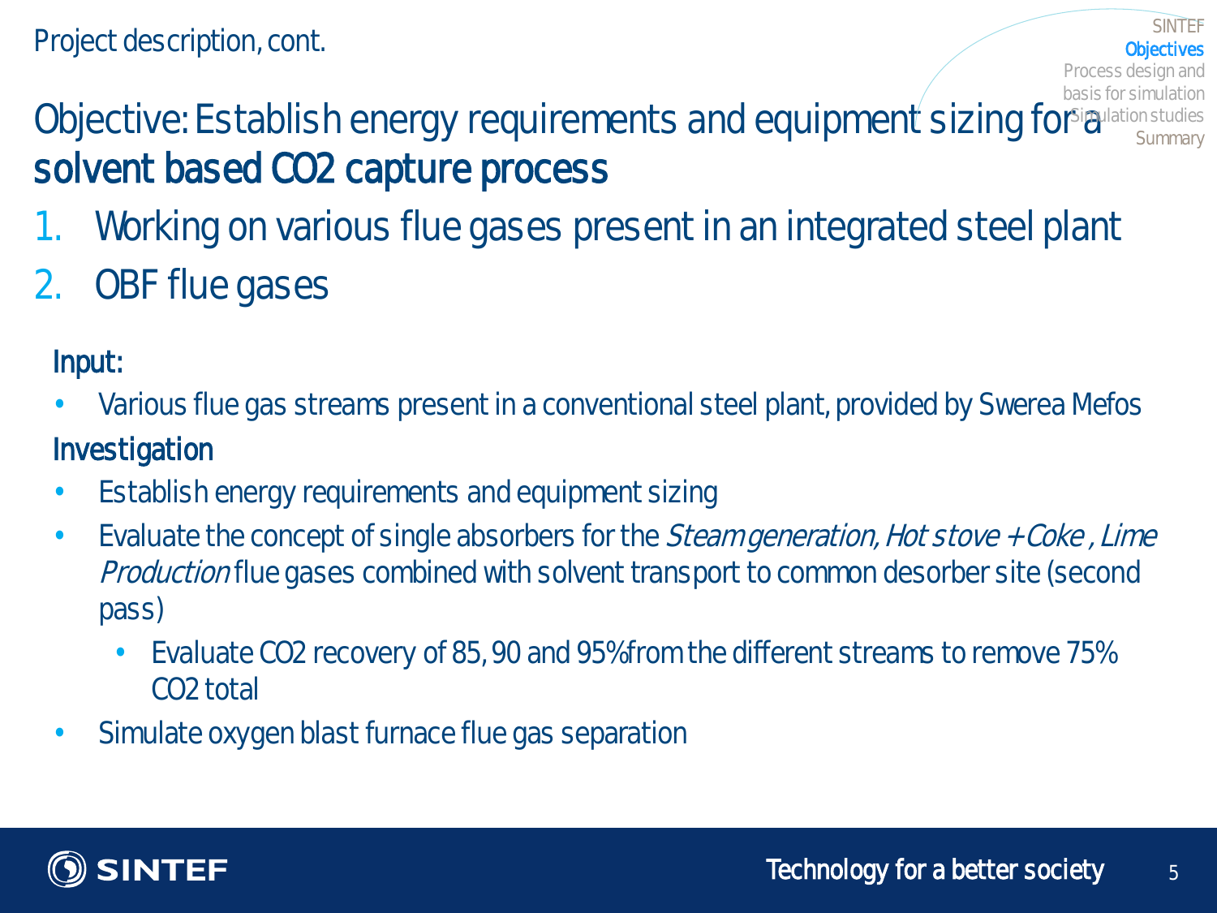Project description, cont.

# Objective: Establish energy requirements and equipment sizing for a **solvent based $CO_2$ capture process**

1. Working on various flue gases present in an integrated steel plant
2. OBF flue gases

**Input:**

- Various flue gas streams present in a conventional steel plant, provided by Swerea Mefos

**Investigation**

- Establish energy requirements and equipment sizing
- Evaluate the concept of single absorbers for the *Steam generation, Hot stove + Coke , Lime Production* flue gases combined with solvent transport to common desorber site (second pass)
  - Evaluate $CO_2$ recovery of 85, 90 and 95% from the different streams to remove 75% $CO_2$ total
- Simulate oxygen blast furnace flue gas separation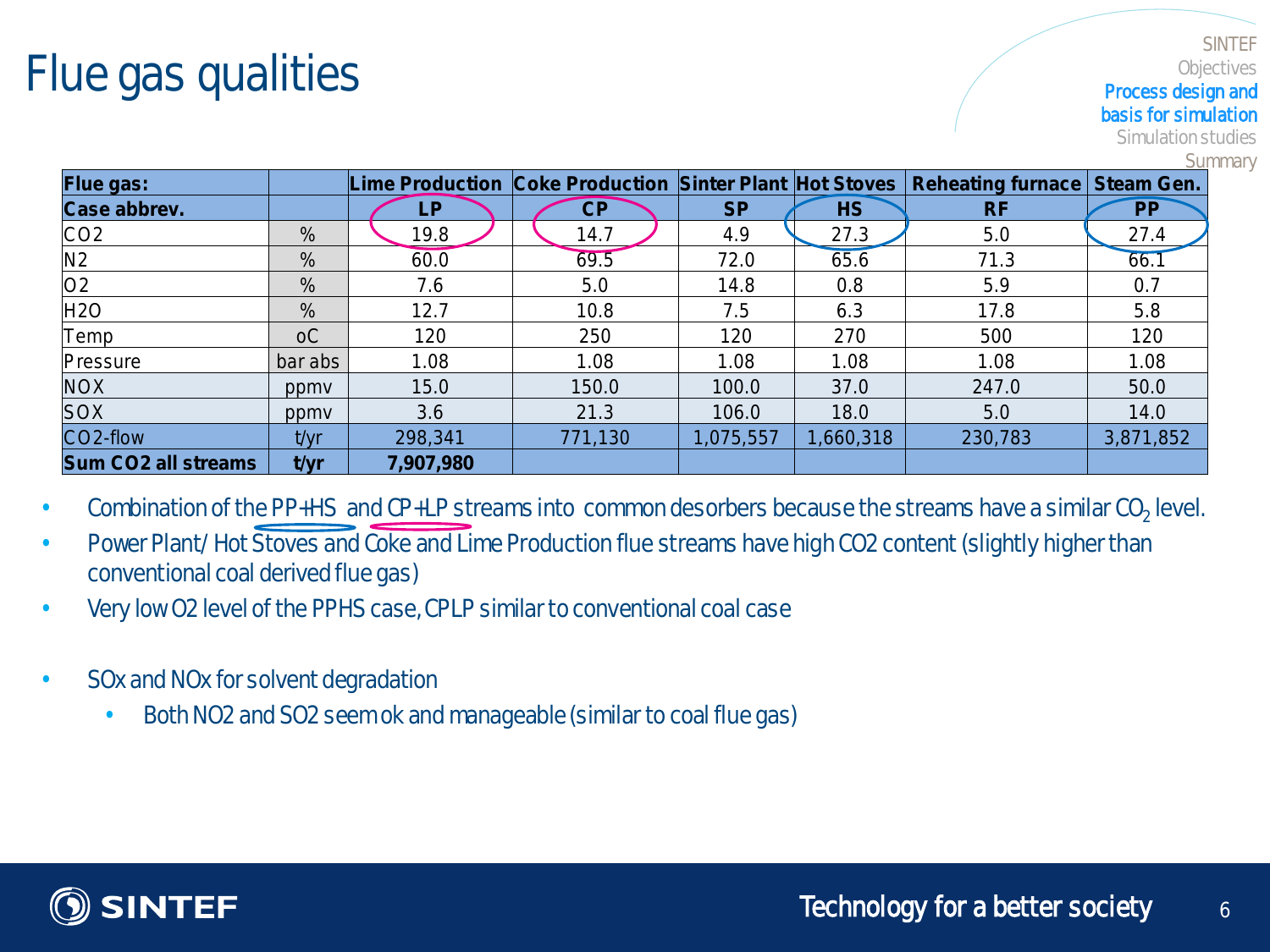# Flue gas qualities

| Flue gas: | | Lime Production | Coke Production | Sinter Plant | Hot Stoves | Reheating furnace | Steam Gen. |
|---|---|---|---|---|---|---|---|
| **Case abbrev.** | | **LP** | **CP** | **SP** | **HS** | **RF** | **PP** |
| $CO_2$ | % | 19.8 | 14.7 | 4.9 | 27.3 | 5.0 | 27.4 |
| $N_2$ | % | 60.0 | 69.5 | 72.0 | 65.6 | 71.3 | 66.1 |
| $O_2$ | % | 7.6 | 5.0 | 14.8 | 0.8 | 5.9 | 0.7 |
| $H_2O$ | % | 12.7 | 10.8 | 7.5 | 6.3 | 17.8 | 5.8 |
| Temp | oC | 120 | 250 | 120 | 270 | 500 | 120 |
| Pressure | bar abs | 1.08 | 1.08 | 1.08 | 1.08 | 1.08 | 1.08 |
| NOX | ppmv | 15.0 | 150.0 | 100.0 | 37.0 | 247.0 | 50.0 |
| SOX | ppmv | 3.6 | 21.3 | 106.0 | 18.0 | 5.0 | 14.0 |
| $CO_2$-flow | t/yr | 298,341 | 771,130 | 1,075,557 | 1,660,318 | 230,783 | 3,871,852 |
| **Sum $CO_2$ all streams** | **t/yr** | **7,907,980** | | | | | |

- Combination of the PP+HS and CP+LP streams into common desorbers because the streams have a similar $CO_2$ level.
- Power Plant/ Hot Stoves and Coke and Lime Production flue streams have high CO2 content (slightly higher than conventional coal derived flue gas)
- Very low O2 level of the PPHS case, CPLP similar to conventional coal case
- SOx and NOx for solvent degradation
  - Both NO2 and SO2 seem ok and manageable (similar to coal flue gas)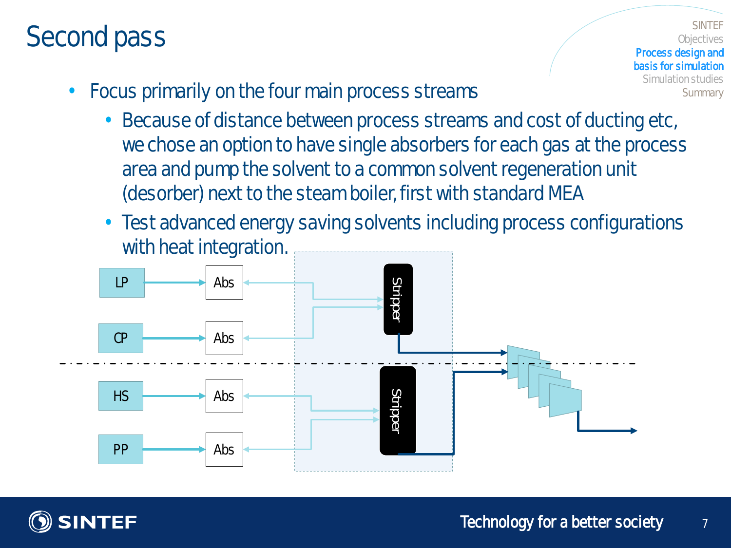# Second pass

- Focus primarily on the four main process streams
  - Because of distance between process streams and cost of ducting etc, we chose an option to have single absorbers for each gas at the process area and pump the solvent to a common solvent regeneration unit (desorber) next to the steam boiler, first with standard MEA
  - Test advanced energy saving solvents including process configurations with heat integration.

LP → Abs

CP → Abs

HS → Abs

PP → Abs

Stripper

Stripper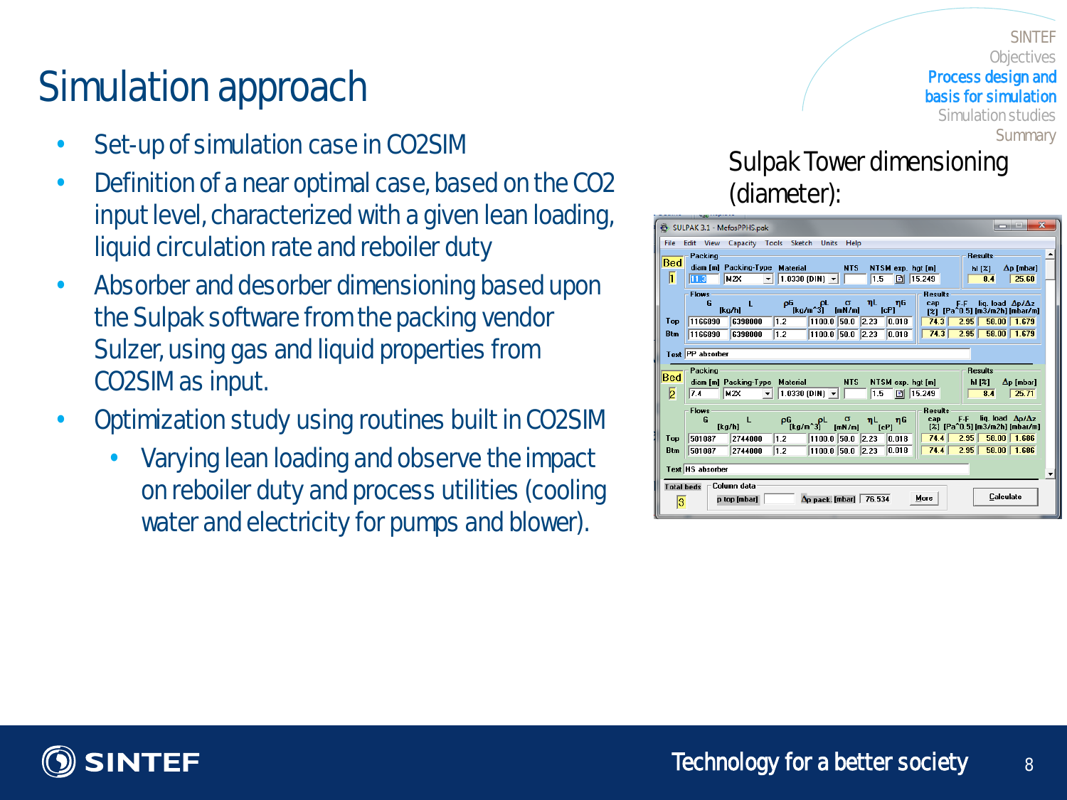# Simulation approach

- Set-up of simulation case in CO2SIM
- Definition of a near optimal case, based on the CO2 input level, characterized with a given lean loading, liquid circulation rate and reboiler duty
- Absorber and desorber dimensioning based upon the Sulpak software from the packing vendor Sulzer, using gas and liquid properties from CO2SIM as input.
- Optimization study using routines built in CO2SIM
  - Varying lean loading and observe the impact on reboiler duty and process utilities (cooling water and electricity for pumps and blower).

Sulpak Tower dimensioning (diameter):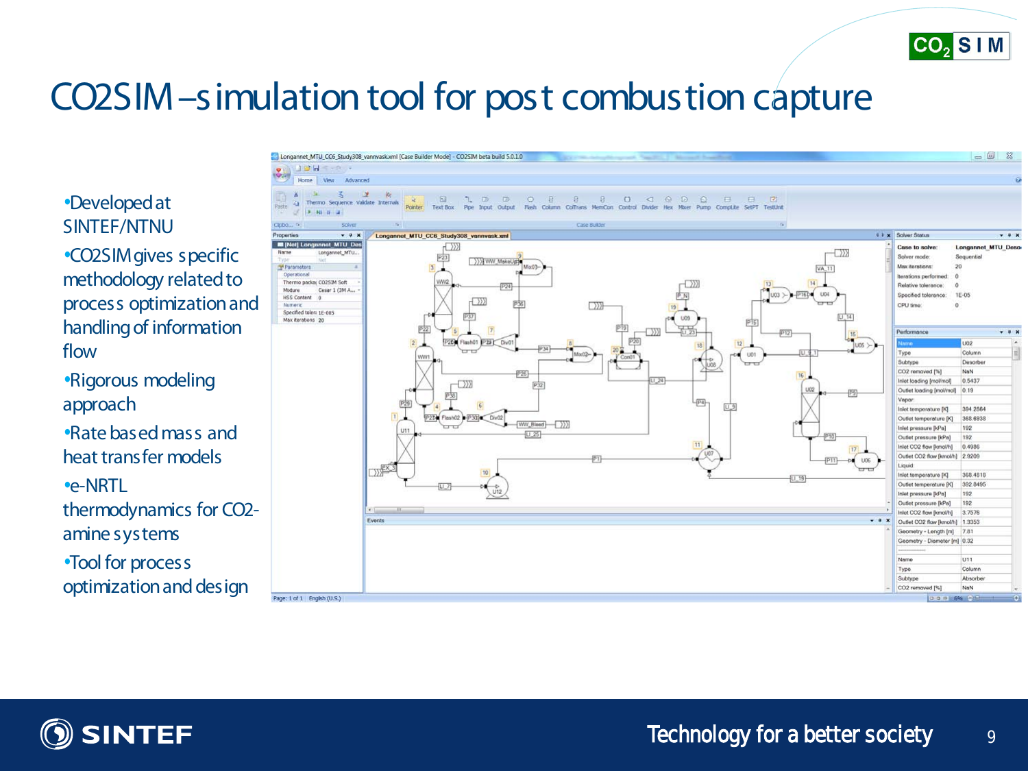# CO2SIM – simulation tool for post combustion capture

- Developed at SINTEF/NTNU
- CO2SIM gives specific methodology related to process optimization and handling of information flow
- Rigorous modeling approach
- Rate based mass and heat transfer models
- e-NRTL thermodynamics for CO2-amine systems
- Tool for process optimization and design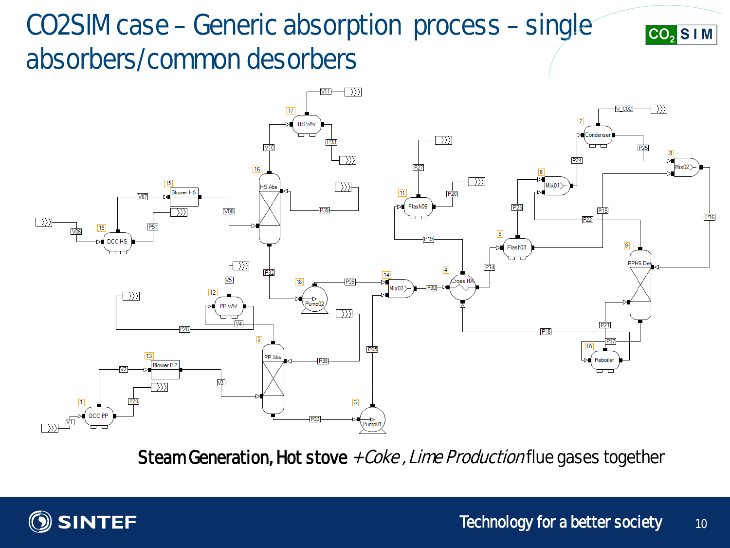# CO2SIM case – Generic absorption process – single absorbers/common desorbers

**Steam Generation, Hot stove** *+Coke , Lime Production* flue gases together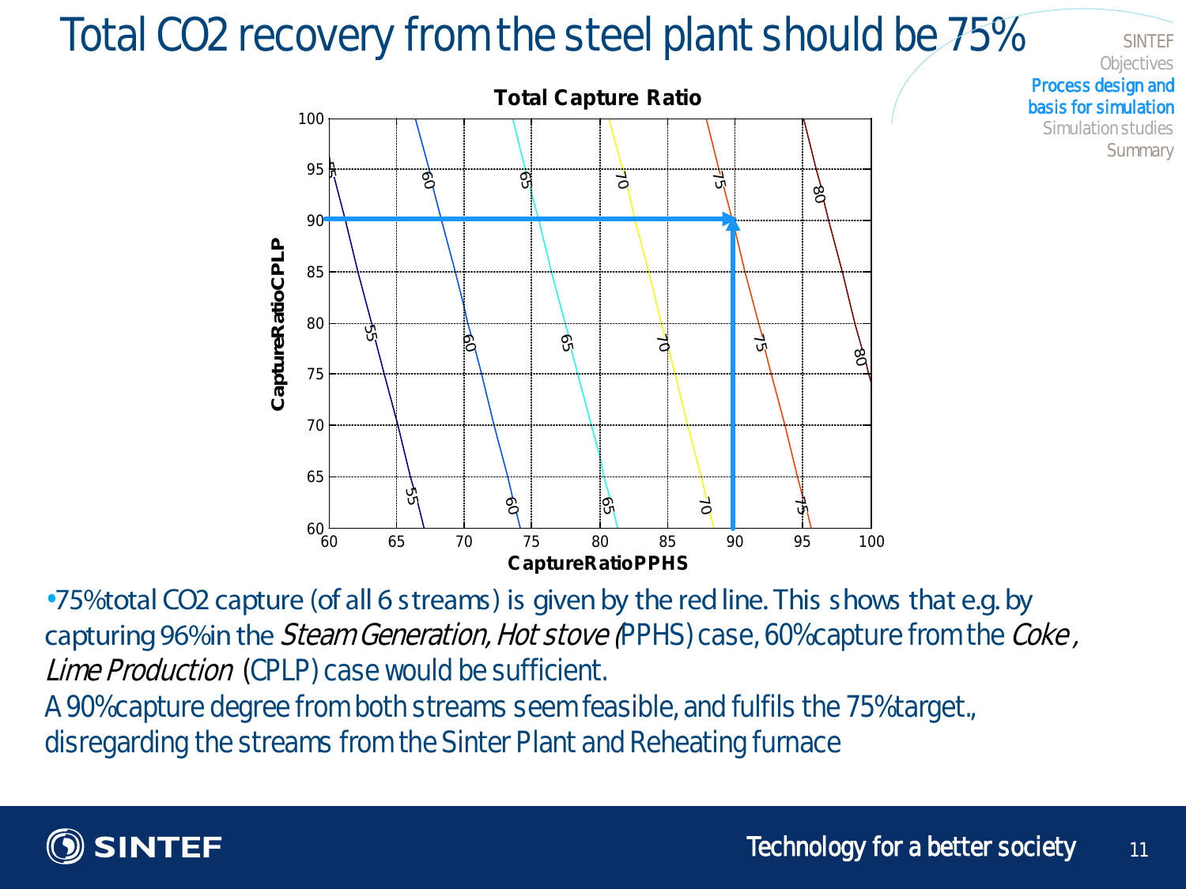# Total CO2 recovery from the steel plant should be 75%

•75% total CO2 capture (of all 6 streams) is given by the red line. This shows that e.g. by capturing 96% in the *Steam Generation, Hot stove* (PPHS) case, 60% capture from the *Coke, Lime Production* (CPLP) case would be sufficient.
A 90% capture degree from both streams seem feasible, and fulfils the 75% target., disregarding the streams from the Sinter Plant and Reheating furnace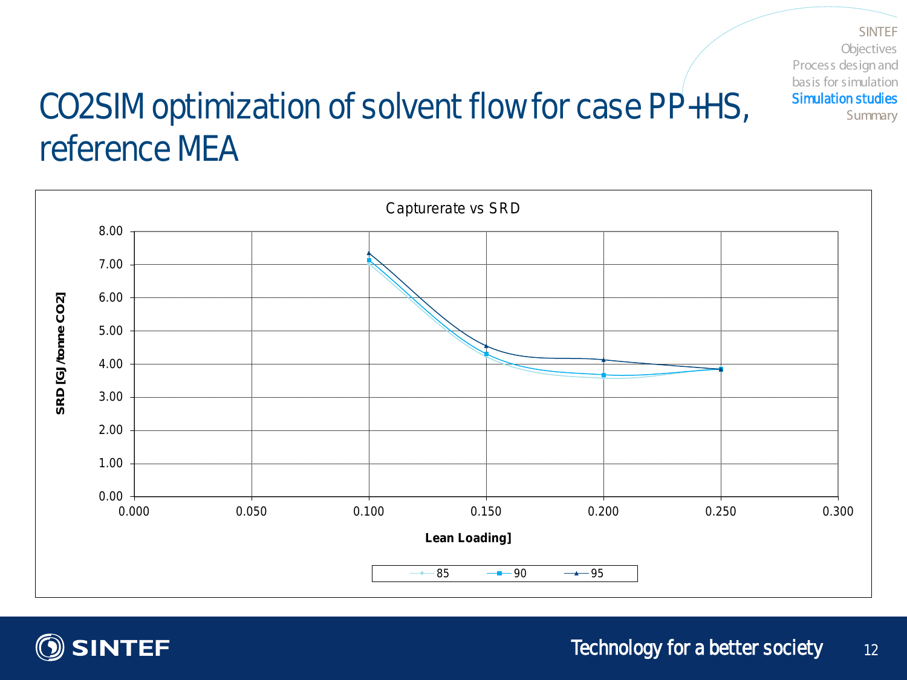# CO2SIM optimization of solvent flow for case PP+HS, reference MEA

Capturerate vs SRD

SRD [GJ /tonne CO2]

Lean Loading]

85 90 95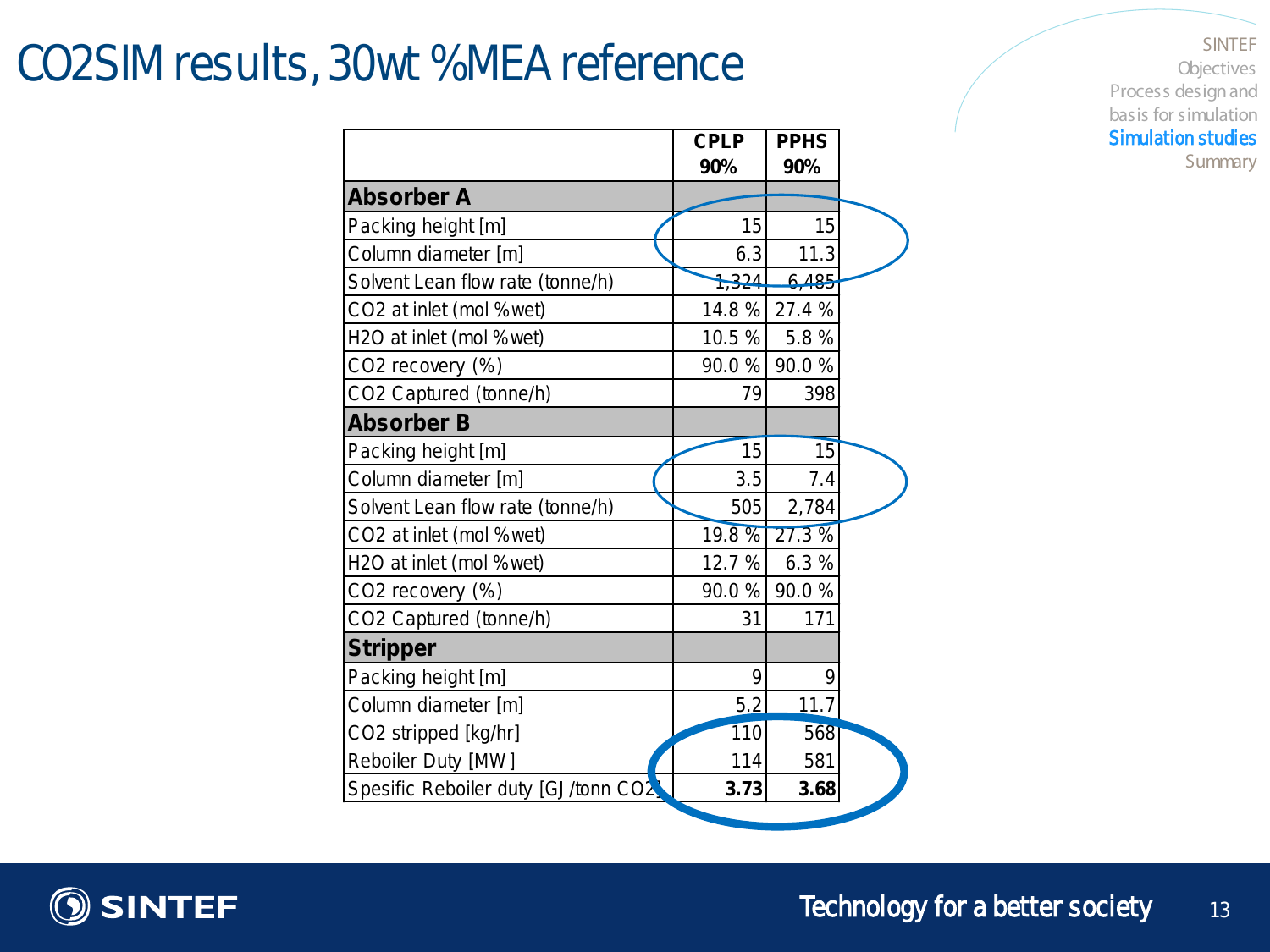# $CO_2SIM$ results, 30wt %MEA reference

|  | CPLP 90% | PPHS 90% |
|---|---|---|
| **Absorber A** | | |
| Packing height [m] | 15 | 15 |
| Column diameter [m] | 6.3 | 11.3 |
| Solvent Lean flow rate (tonne/h) | 1,324 | 6,485 |
| $CO_2$ at inlet (mol %wet) | 14.8 % | 27.4 % |
| $H_2O$ at inlet (mol %wet) | 10.5 % | 5.8 % |
| $CO_2$ recovery (%) | 90.0 % | 90.0 % |
| $CO_2$ Captured (tonne/h) | 79 | 398 |
| **Absorber B** | | |
| Packing height [m] | 15 | 15 |
| Column diameter [m] | 3.5 | 7.4 |
| Solvent Lean flow rate (tonne/h) | 505 | 2,784 |
| $CO_2$ at inlet (mol %wet) | 19.8 % | 27.3 % |
| $H_2O$ at inlet (mol %wet) | 12.7 % | 6.3 % |
| $CO_2$ recovery (%) | 90.0 % | 90.0 % |
| $CO_2$ Captured (tonne/h) | 31 | 171 |
| **Stripper** | | |
| Packing height [m] | 9 | 9 |
| Column diameter [m] | 5.2 | 11.7 |
| $CO_2$ stripped [kg/hr] | 110 | 568 |
| Reboiler Duty [MW] | 114 | 581 |
| Spesific Reboiler duty [GJ/tonn $CO_2$] | **3.73** | **3.68** |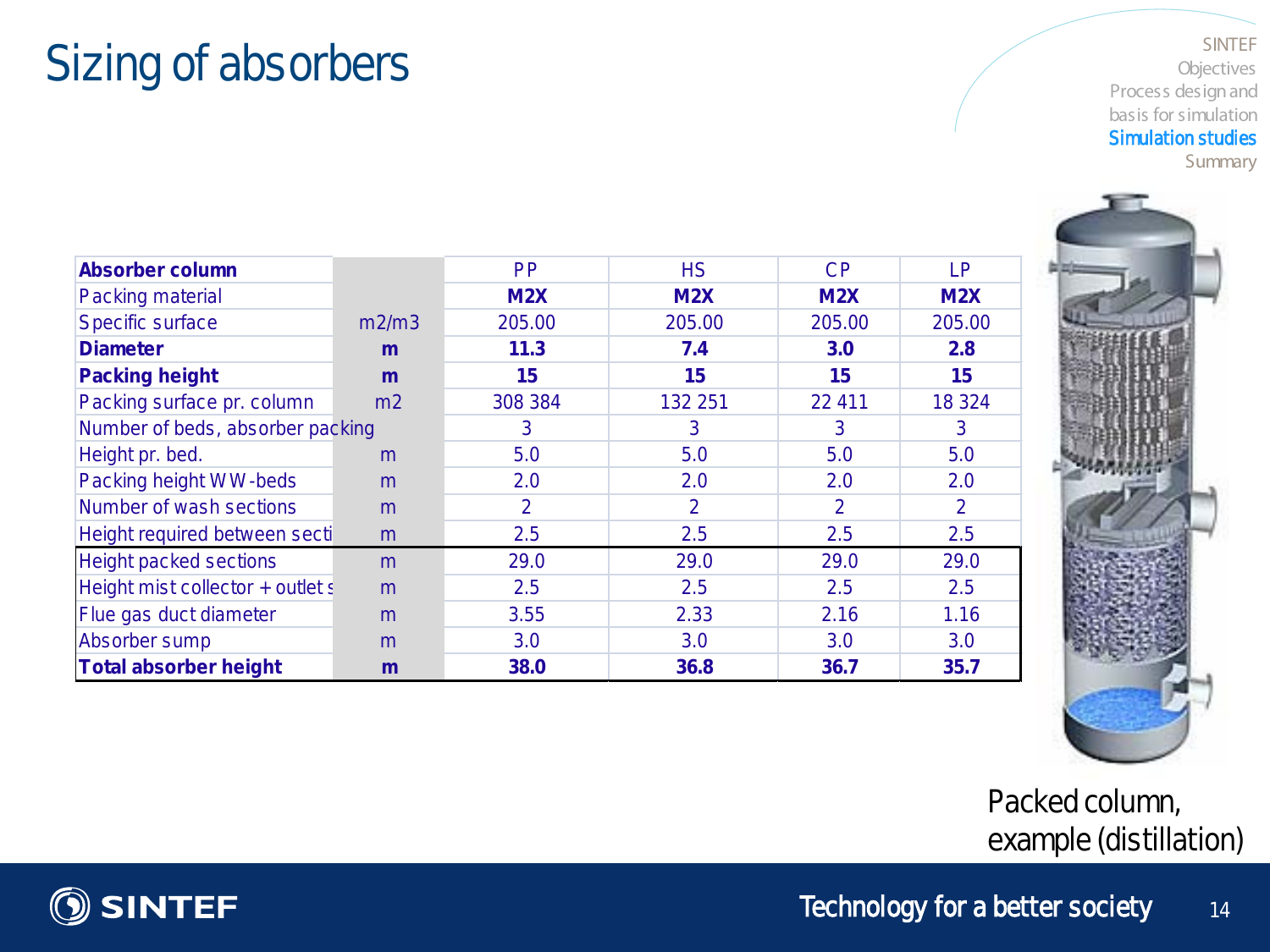# Sizing of absorbers

| Absorber column | | PP | HS | CP | LP |
|---|---|---|---|---|---|
| Packing material | | **M2X** | **M2X** | **M2X** | **M2X** |
| Specific surface | m2/m3 | 205.00 | 205.00 | 205.00 | 205.00 |
| **Diameter** | **m** | **11.3** | **7.4** | **3.0** | **2.8** |
| **Packing height** | **m** | **15** | **15** | **15** | **15** |
| Packing surface pr. column | m2 | 308 384 | 132 251 | 22 411 | 18 324 |
| Number of beds, absorber packing | | 3 | 3 | 3 | 3 |
| Height pr. bed. | m | 5.0 | 5.0 | 5.0 | 5.0 |
| Packing height WW-beds | m | 2.0 | 2.0 | 2.0 | 2.0 |
| Number of wash sections | m | 2 | 2 | 2 | 2 |
| Height required between secti | m | 2.5 | 2.5 | 2.5 | 2.5 |
| Height packed sections | m | 29.0 | 29.0 | 29.0 | 29.0 |
| Height mist collector + outlet s | m | 2.5 | 2.5 | 2.5 | 2.5 |
| Flue gas duct diameter | m | 3.55 | 2.33 | 2.16 | 1.16 |
| Absorber sump | m | 3.0 | 3.0 | 3.0 | 3.0 |
| **Total absorber height** | **m** | **38.0** | **36.8** | **36.7** | **35.7** |

Packed column, example (distillation)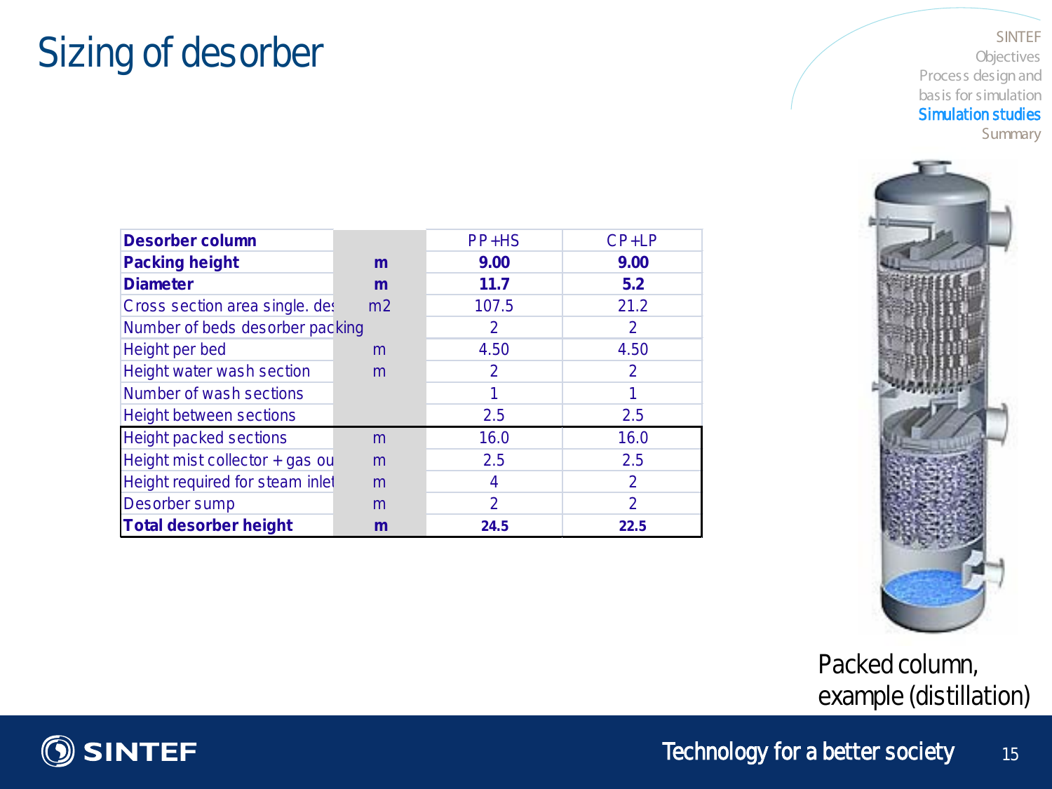# Sizing of desorber

| Desorber column | | PP+HS | CP+LP |
|---|---|---|---|
| **Packing height** | **m** | **9.00** | **9.00** |
| **Diameter** | **m** | **11.7** | **5.2** |
| Cross section area single. des | m2 | 107.5 | 21.2 |
| Number of beds desorber packing | | 2 | 2 |
| Height per bed | m | 4.50 | 4.50 |
| Height water wash section | m | 2 | 2 |
| Number of wash sections | | 1 | 1 |
| Height between sections | | 2.5 | 2.5 |
| Height packed sections | m | 16.0 | 16.0 |
| Height mist collector + gas ou | m | 2.5 | 2.5 |
| Height required for steam inlet | m | 4 | 2 |
| Desorber sump | m | 2 | 2 |
| **Total desorber height** | **m** | **24.5** | **22.5** |

Packed column, example (distillation)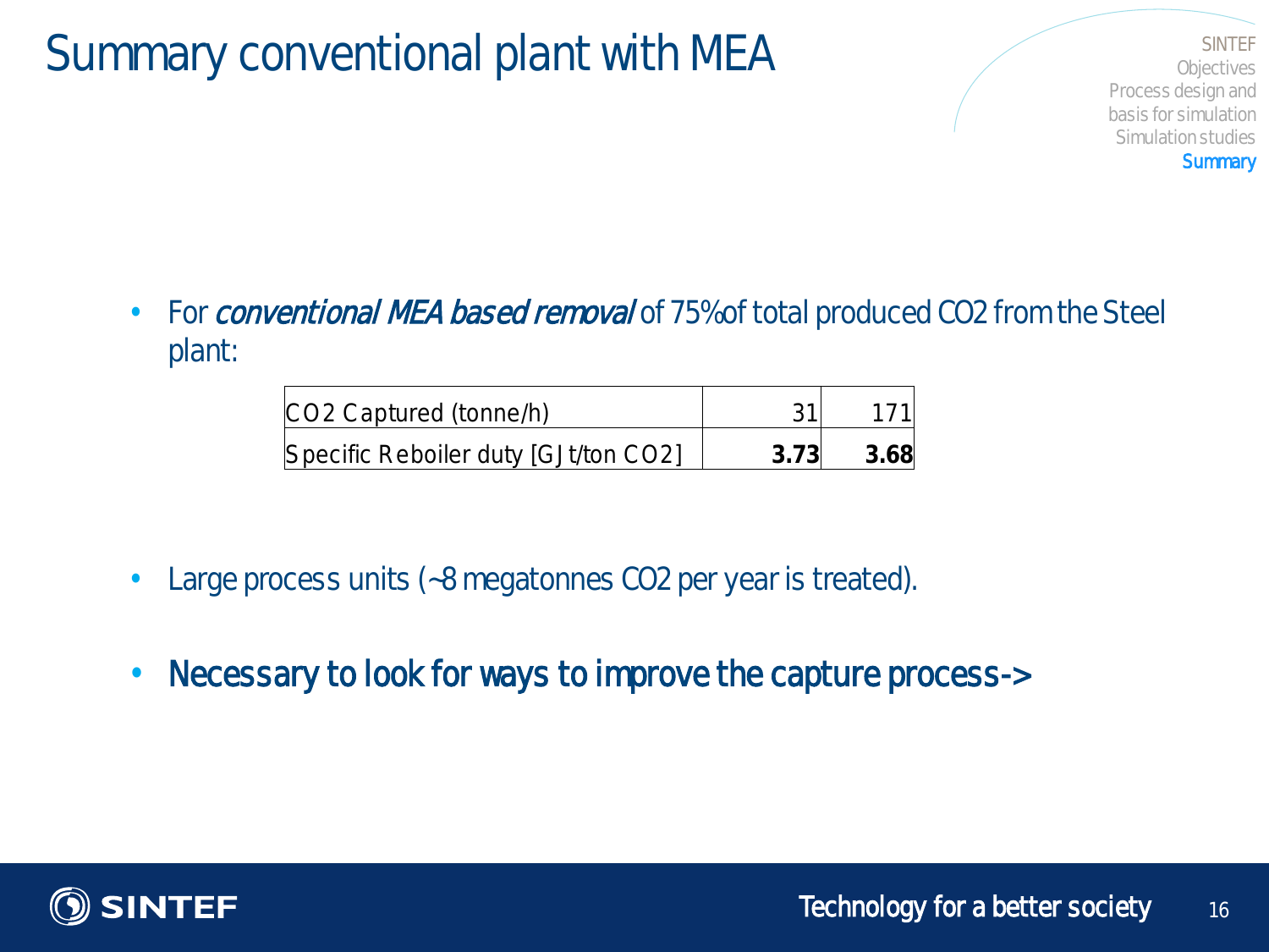# Summary conventional plant with MEA

- For *conventional MEA based removal* of 75% of total produced $CO_2$ from the Steel plant:

| | | |
|---|---|---|
| $CO_2$ Captured (tonne/h) | 31 | 171 |
| Specific Reboiler duty [GJ/ton $CO_2$] | **3.73** | **3.68** |

- Large process units (~8 megatonnes $CO_2$ per year is treated).

- Necessary to look for ways to improve the capture process->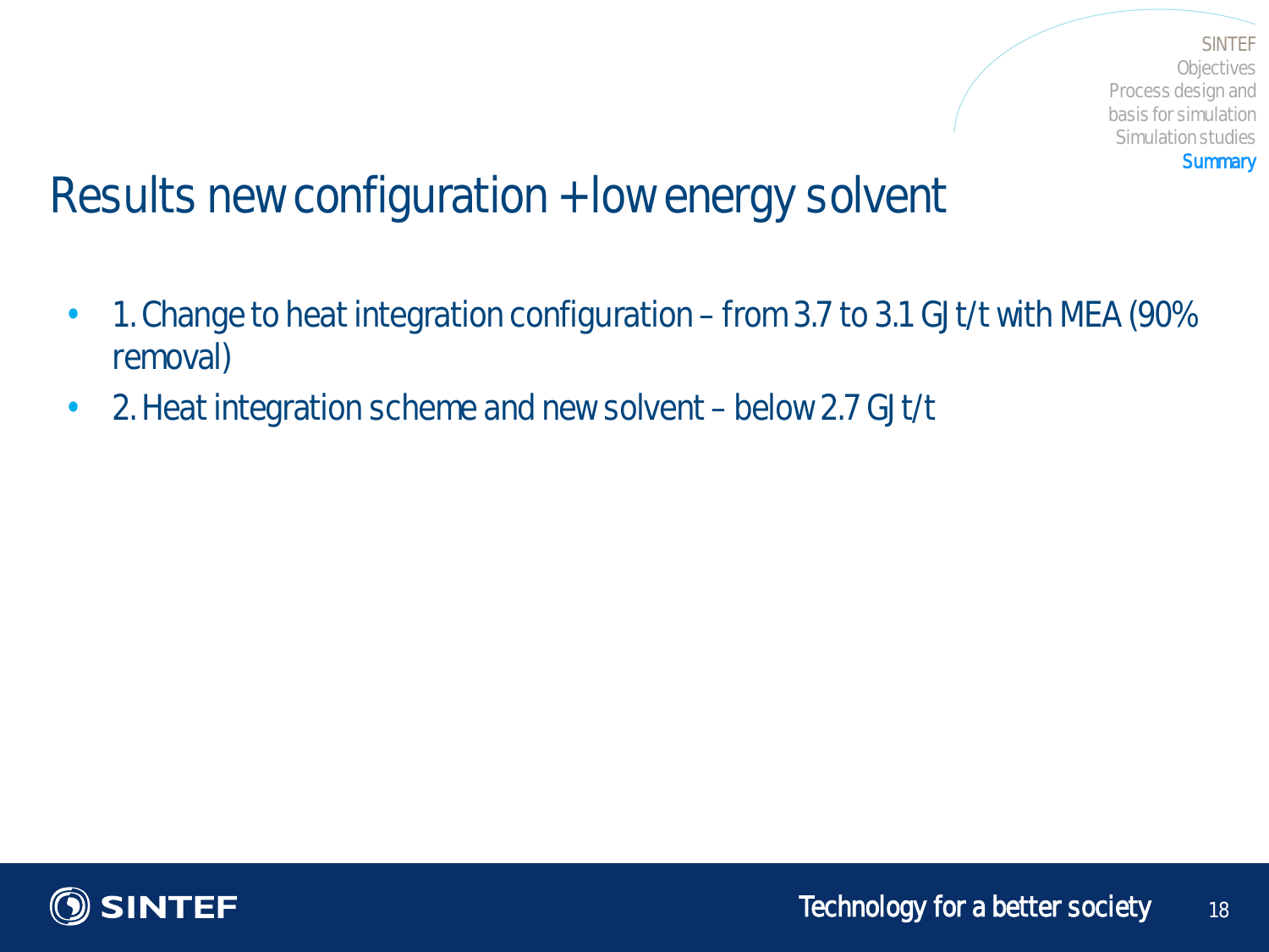# Results new configuration + low energy solvent

- 1. Change to heat integration configuration – from 3.7 to 3.1 GJ t/t with MEA (90% removal)
- 2. Heat integration scheme and new solvent – below 2.7 GJ t/t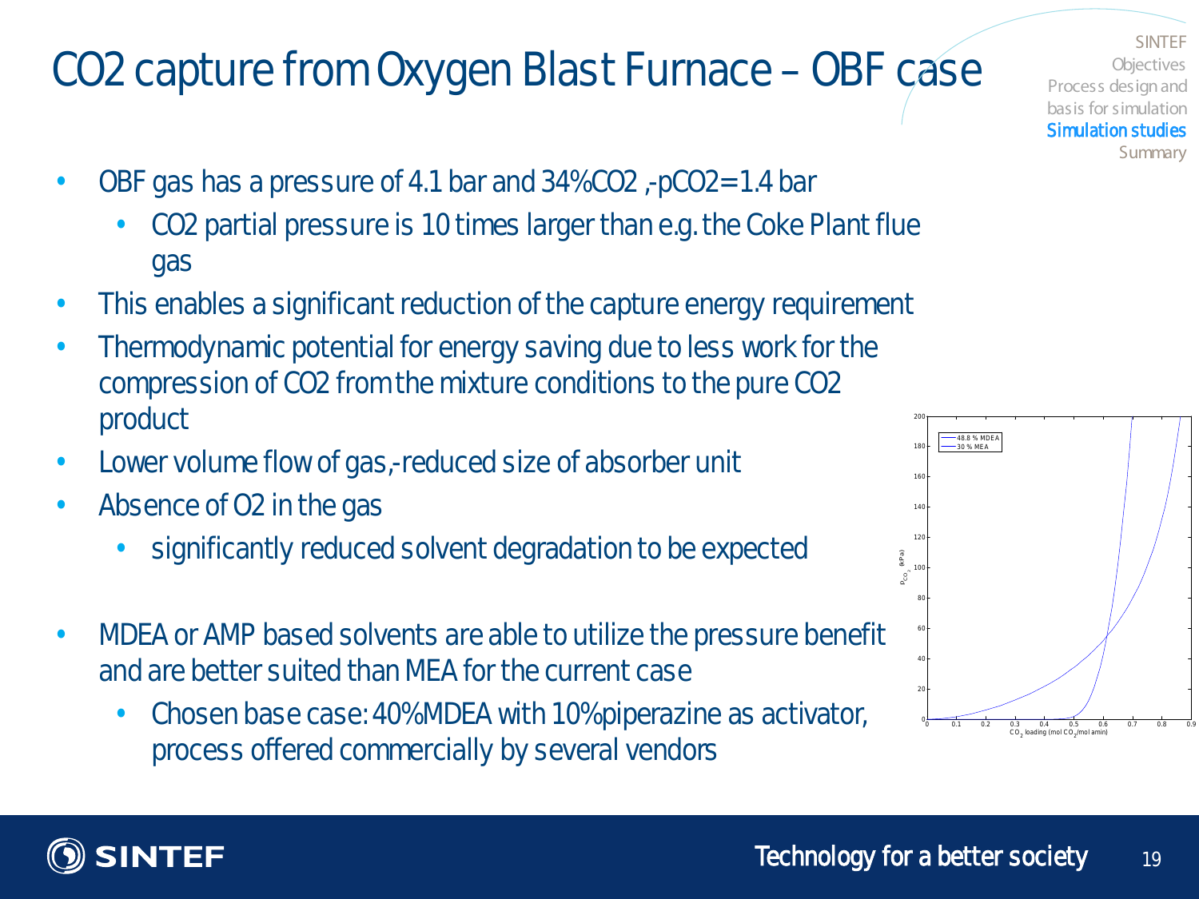# $CO_2$ capture from Oxygen Blast Furnace – OBF case

- OBF gas has a pressure of 4.1 bar and 34% $CO_2$ ,- $pCO_2$=1.4 bar
  - $CO_2$ partial pressure is 10 times larger than e.g. the Coke Plant flue gas
- This enables a significant reduction of the capture energy requirement
- Thermodynamic potential for energy saving due to less work for the compression of $CO_2$ from the mixture conditions to the pure $CO_2$ product
- Lower volume flow of gas,- reduced size of absorber unit
- Absence of $O_2$ in the gas
  - significantly reduced solvent degradation to be expected
- MDEA or AMP based solvents are able to utilize the pressure benefit and are better suited than MEA for the current case
  - Chosen base case: 40% MDEA with 10% piperazine as activator, process offered commercially by several vendors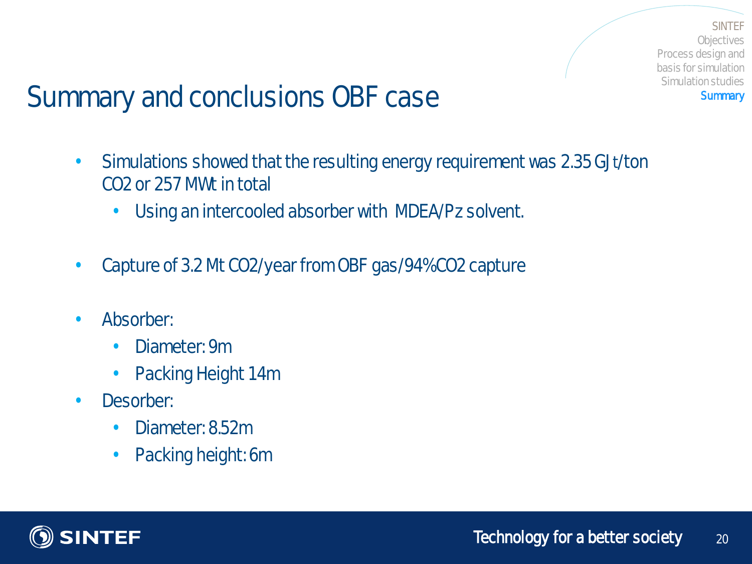# Summary and conclusions OBF case

- Simulations showed that the resulting energy requirement was 2.35 GJt/ton $CO_2$ or 257 MWt in total
  - Using an intercooled absorber with MDEA/Pz solvent.

- Capture of 3.2 Mt $CO_2$/year from OBF gas/94% $CO_2$ capture

- Absorber:
  - Diameter: 9m
  - Packing Height 14m
- Desorber:
  - Diameter: 8.52m
  - Packing height: 6m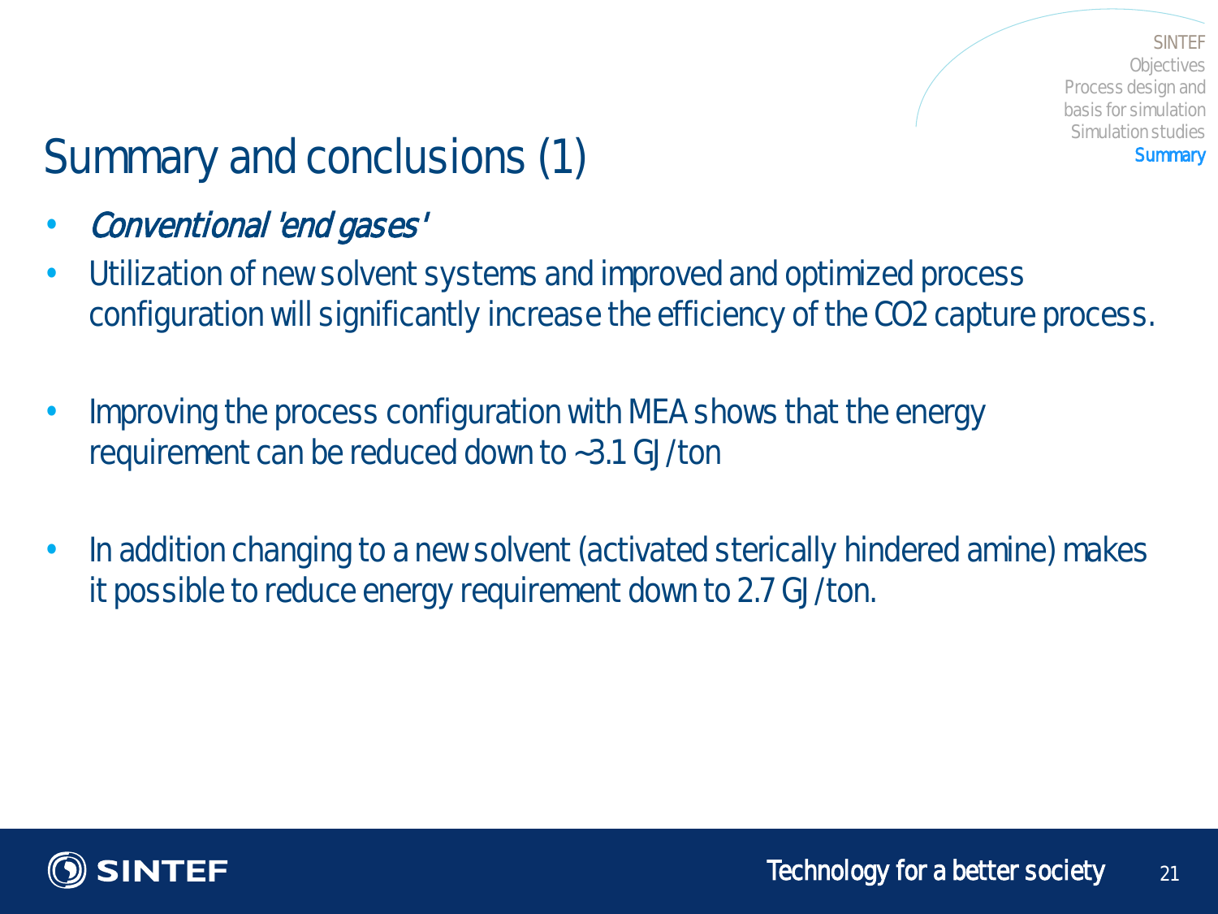# Summary and conclusions (1)

- *Conventional 'end gases'*
- Utilization of new solvent systems and improved and optimized process configuration will significantly increase the efficiency of the CO2 capture process.

- Improving the process configuration with MEA shows that the energy requirement can be reduced down to ~3.1 GJ/ton

- In addition changing to a new solvent (activated sterically hindered amine) makes it possible to reduce energy requirement down to 2.7 GJ/ton.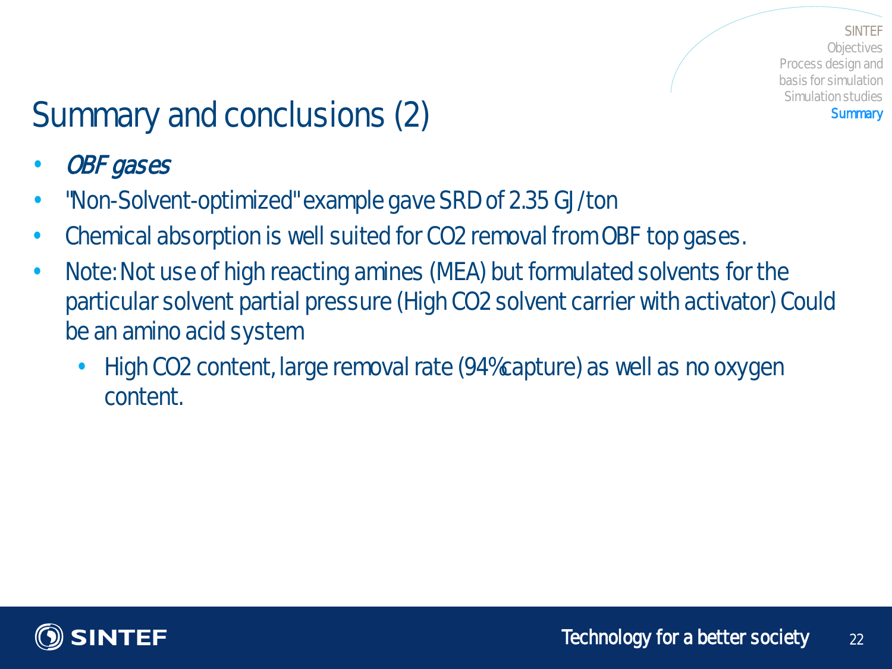# Summary and conclusions (2)

- *OBF gases*
- "Non-Solvent-optimized" example gave SRD of 2.35 GJ/ton
- Chemical absorption is well suited for $CO_2$ removal from OBF top gases.
- Note: Not use of high reacting amines (MEA) but formulated solvents for the particular solvent partial pressure (High $CO_2$ solvent carrier with activator) Could be an amino acid system
  - High $CO_2$ content, large removal rate (94% capture) as well as no oxygen content.